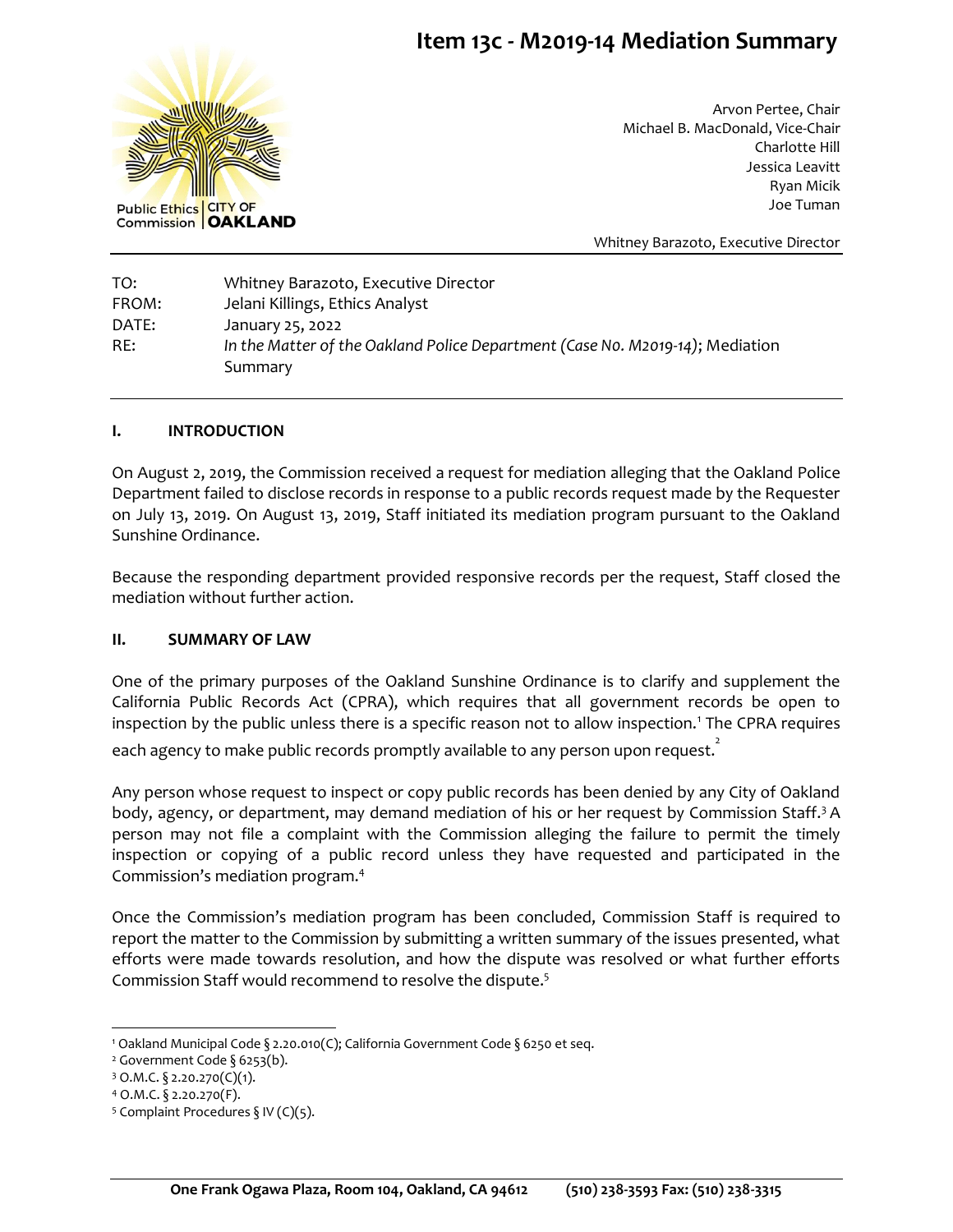# Item 13c - M2019-14 Mediation Summary

Public Ethics Commission | CITY OF OAKLAND

Arvon Pertee, Chair
Michael B. MacDonald, Vice-Chair
Charlotte Hill
Jessica Leavitt
Ryan Micik
Joe Tuman

Whitney Barazoto, Executive Director

| | |
|---|---|
| TO: | Whitney Barazoto, Executive Director |
| FROM: | Jelani Killings, Ethics Analyst |
| DATE: | January 25, 2022 |
| RE: | *In the Matter of the Oakland Police Department (Case No. M2019-14)*; Mediation Summary |

## I. INTRODUCTION

On August 2, 2019, the Commission received a request for mediation alleging that the Oakland Police Department failed to disclose records in response to a public records request made by the Requester on July 13, 2019. On August 13, 2019, Staff initiated its mediation program pursuant to the Oakland Sunshine Ordinance.

Because the responding department provided responsive records per the request, Staff closed the mediation without further action.

## II. SUMMARY OF LAW

One of the primary purposes of the Oakland Sunshine Ordinance is to clarify and supplement the California Public Records Act (CPRA), which requires that all government records be open to inspection by the public unless there is a specific reason not to allow inspection.[1] The CPRA requires each agency to make public records promptly available to any person upon request.[2]

Any person whose request to inspect or copy public records has been denied by any City of Oakland body, agency, or department, may demand mediation of his or her request by Commission Staff.[3] A person may not file a complaint with the Commission alleging the failure to permit the timely inspection or copying of a public record unless they have requested and participated in the Commission's mediation program.[4]

Once the Commission's mediation program has been concluded, Commission Staff is required to report the matter to the Commission by submitting a written summary of the issues presented, what efforts were made towards resolution, and how the dispute was resolved or what further efforts Commission Staff would recommend to resolve the dispute.[5]

---

[1] Oakland Municipal Code § 2.20.010(C); California Government Code § 6250 et seq.
[2] Government Code § 6253(b).
[3] O.M.C. § 2.20.270(C)(1).
[4] O.M.C. § 2.20.270(F).
[5] Complaint Procedures § IV (C)(5).

One Frank Ogawa Plaza, Room 104, Oakland, CA 94612 (510) 238-3593 Fax: (510) 238-3315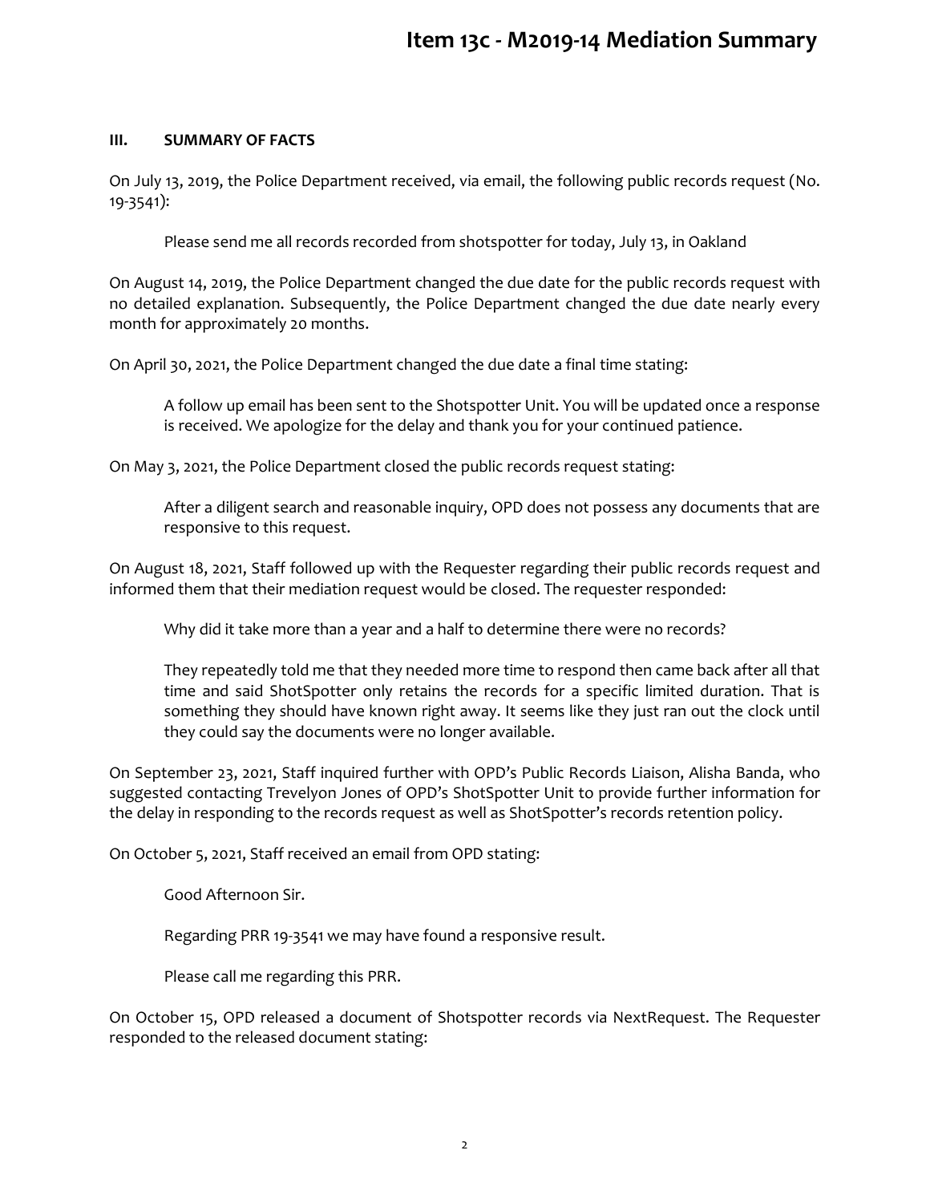### III. SUMMARY OF FACTS

On July 13, 2019, the Police Department received, via email, the following public records request (No. 19-3541):

> Please send me all records recorded from shotspotter for today, July 13, in Oakland

On August 14, 2019, the Police Department changed the due date for the public records request with no detailed explanation. Subsequently, the Police Department changed the due date nearly every month for approximately 20 months.

On April 30, 2021, the Police Department changed the due date a final time stating:

> A follow up email has been sent to the Shotspotter Unit. You will be updated once a response is received. We apologize for the delay and thank you for your continued patience.

On May 3, 2021, the Police Department closed the public records request stating:

> After a diligent search and reasonable inquiry, OPD does not possess any documents that are responsive to this request.

On August 18, 2021, Staff followed up with the Requester regarding their public records request and informed them that their mediation request would be closed. The requester responded:

> Why did it take more than a year and a half to determine there were no records?
>
> They repeatedly told me that they needed more time to respond then came back after all that time and said ShotSpotter only retains the records for a specific limited duration. That is something they should have known right away. It seems like they just ran out the clock until they could say the documents were no longer available.

On September 23, 2021, Staff inquired further with OPD's Public Records Liaison, Alisha Banda, who suggested contacting Trevelyon Jones of OPD's ShotSpotter Unit to provide further information for the delay in responding to the records request as well as ShotSpotter's records retention policy.

On October 5, 2021, Staff received an email from OPD stating:

> Good Afternoon Sir.
>
> Regarding PRR 19-3541 we may have found a responsive result.
>
> Please call me regarding this PRR.

On October 15, OPD released a document of Shotspotter records via NextRequest. The Requester responded to the released document stating: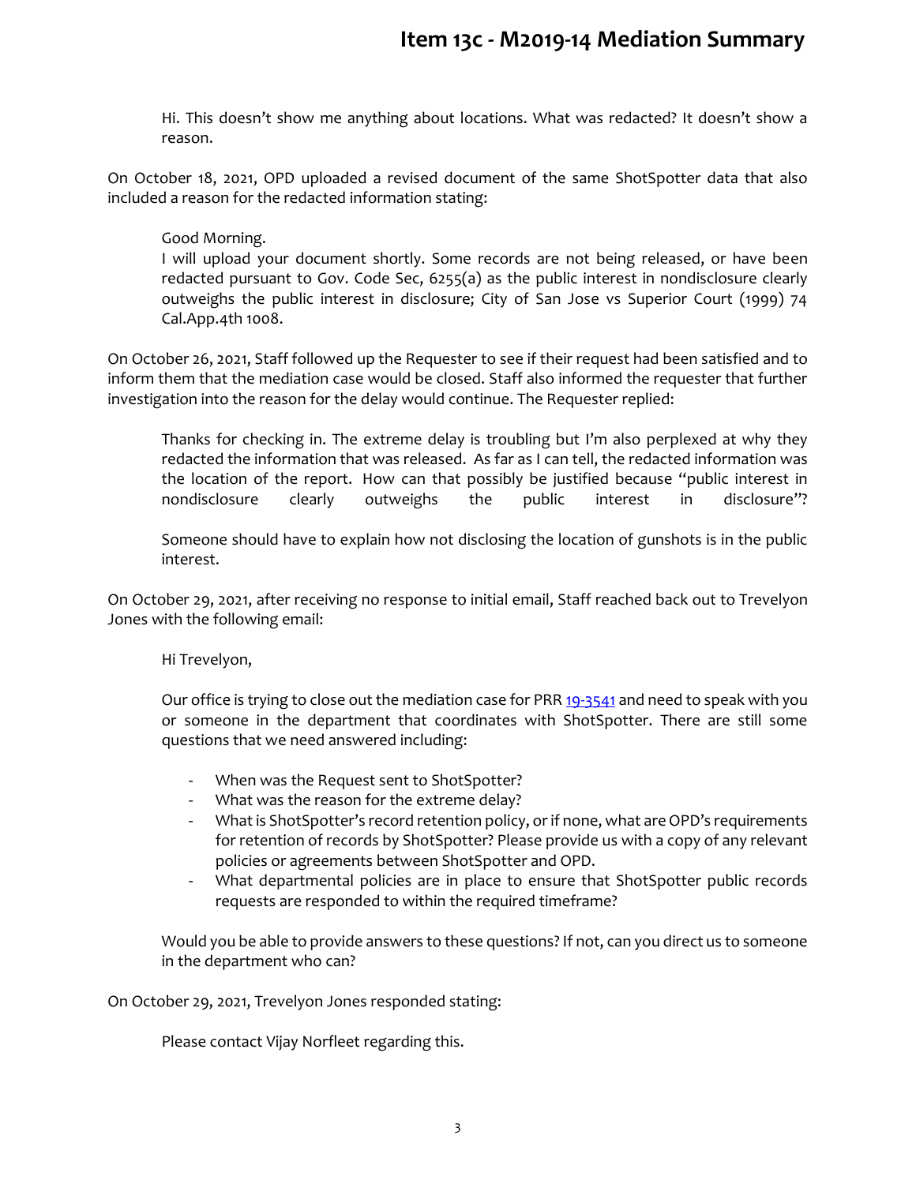Hi. This doesn't show me anything about locations. What was redacted? It doesn't show a reason.

On October 18, 2021, OPD uploaded a revised document of the same ShotSpotter data that also included a reason for the redacted information stating:

> Good Morning.
> I will upload your document shortly. Some records are not being released, or have been redacted pursuant to Gov. Code Sec, 6255(a) as the public interest in nondisclosure clearly outweighs the public interest in disclosure; City of San Jose vs Superior Court (1999) 74 Cal.App.4th 1008.

On October 26, 2021, Staff followed up the Requester to see if their request had been satisfied and to inform them that the mediation case would be closed. Staff also informed the requester that further investigation into the reason for the delay would continue. The Requester replied:

> Thanks for checking in. The extreme delay is troubling but I'm also perplexed at why they redacted the information that was released. As far as I can tell, the redacted information was the location of the report. How can that possibly be justified because "public interest in nondisclosure clearly outweighs the public interest in disclosure"?
>
> Someone should have to explain how not disclosing the location of gunshots is in the public interest.

On October 29, 2021, after receiving no response to initial email, Staff reached back out to Trevelyon Jones with the following email:

> Hi Trevelyon,
>
> Our office is trying to close out the mediation case for PRR [19-3541] and need to speak with you or someone in the department that coordinates with ShotSpotter. There are still some questions that we need answered including:
>
> - When was the Request sent to ShotSpotter?
> - What was the reason for the extreme delay?
> - What is ShotSpotter's record retention policy, or if none, what are OPD's requirements for retention of records by ShotSpotter? Please provide us with a copy of any relevant policies or agreements between ShotSpotter and OPD.
> - What departmental policies are in place to ensure that ShotSpotter public records requests are responded to within the required timeframe?
>
> Would you be able to provide answers to these questions? If not, can you direct us to someone in the department who can?

On October 29, 2021, Trevelyon Jones responded stating:

> Please contact Vijay Norfleet regarding this.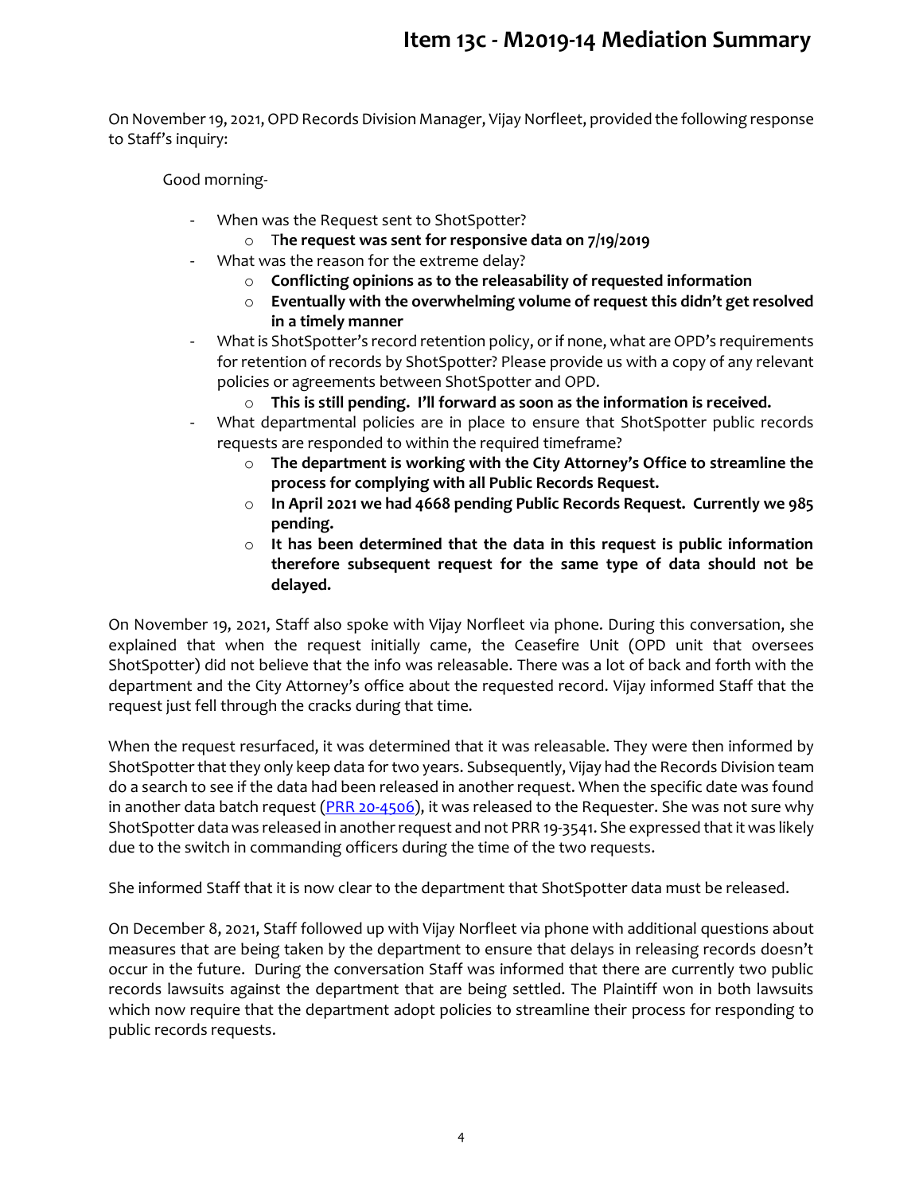On November 19, 2021, OPD Records Division Manager, Vijay Norfleet, provided the following response to Staff's inquiry:

> Good morning-
>
> - When was the Request sent to ShotSpotter?
>   - **The request was sent for responsive data on 7/19/2019**
> - What was the reason for the extreme delay?
>   - **Conflicting opinions as to the releasability of requested information**
>   - **Eventually with the overwhelming volume of request this didn't get resolved in a timely manner**
> - What is ShotSpotter's record retention policy, or if none, what are OPD's requirements for retention of records by ShotSpotter? Please provide us with a copy of any relevant policies or agreements between ShotSpotter and OPD.
>   - **This is still pending. I'll forward as soon as the information is received.**
> - What departmental policies are in place to ensure that ShotSpotter public records requests are responded to within the required timeframe?
>   - **The department is working with the City Attorney's Office to streamline the process for complying with all Public Records Request.**
>   - **In April 2021 we had 4668 pending Public Records Request. Currently we 985 pending.**
>   - **It has been determined that the data in this request is public information therefore subsequent request for the same type of data should not be delayed.**

On November 19, 2021, Staff also spoke with Vijay Norfleet via phone. During this conversation, she explained that when the request initially came, the Ceasefire Unit (OPD unit that oversees ShotSpotter) did not believe that the info was releasable. There was a lot of back and forth with the department and the City Attorney's office about the requested record. Vijay informed Staff that the request just fell through the cracks during that time.

When the request resurfaced, it was determined that it was releasable. They were then informed by ShotSpotter that they only keep data for two years. Subsequently, Vijay had the Records Division team do a search to see if the data had been released in another request. When the specific date was found in another data batch request (PRR 20-4506), it was released to the Requester. She was not sure why ShotSpotter data was released in another request and not PRR 19-3541. She expressed that it was likely due to the switch in commanding officers during the time of the two requests.

She informed Staff that it is now clear to the department that ShotSpotter data must be released.

On December 8, 2021, Staff followed up with Vijay Norfleet via phone with additional questions about measures that are being taken by the department to ensure that delays in releasing records doesn't occur in the future. During the conversation Staff was informed that there are currently two public records lawsuits against the department that are being settled. The Plaintiff won in both lawsuits which now require that the department adopt policies to streamline their process for responding to public records requests.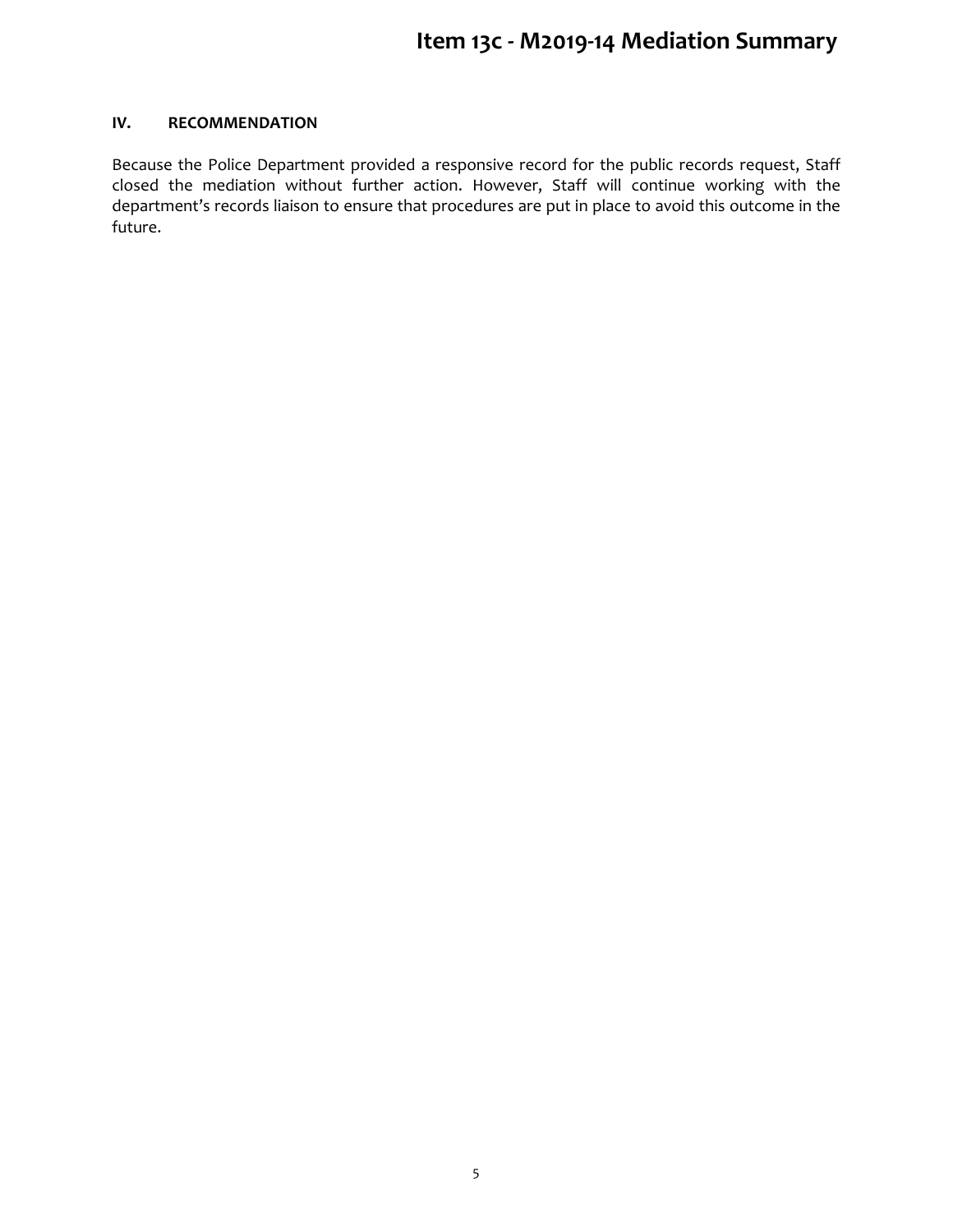### IV. RECOMMENDATION

Because the Police Department provided a responsive record for the public records request, Staff closed the mediation without further action. However, Staff will continue working with the department's records liaison to ensure that procedures are put in place to avoid this outcome in the future.